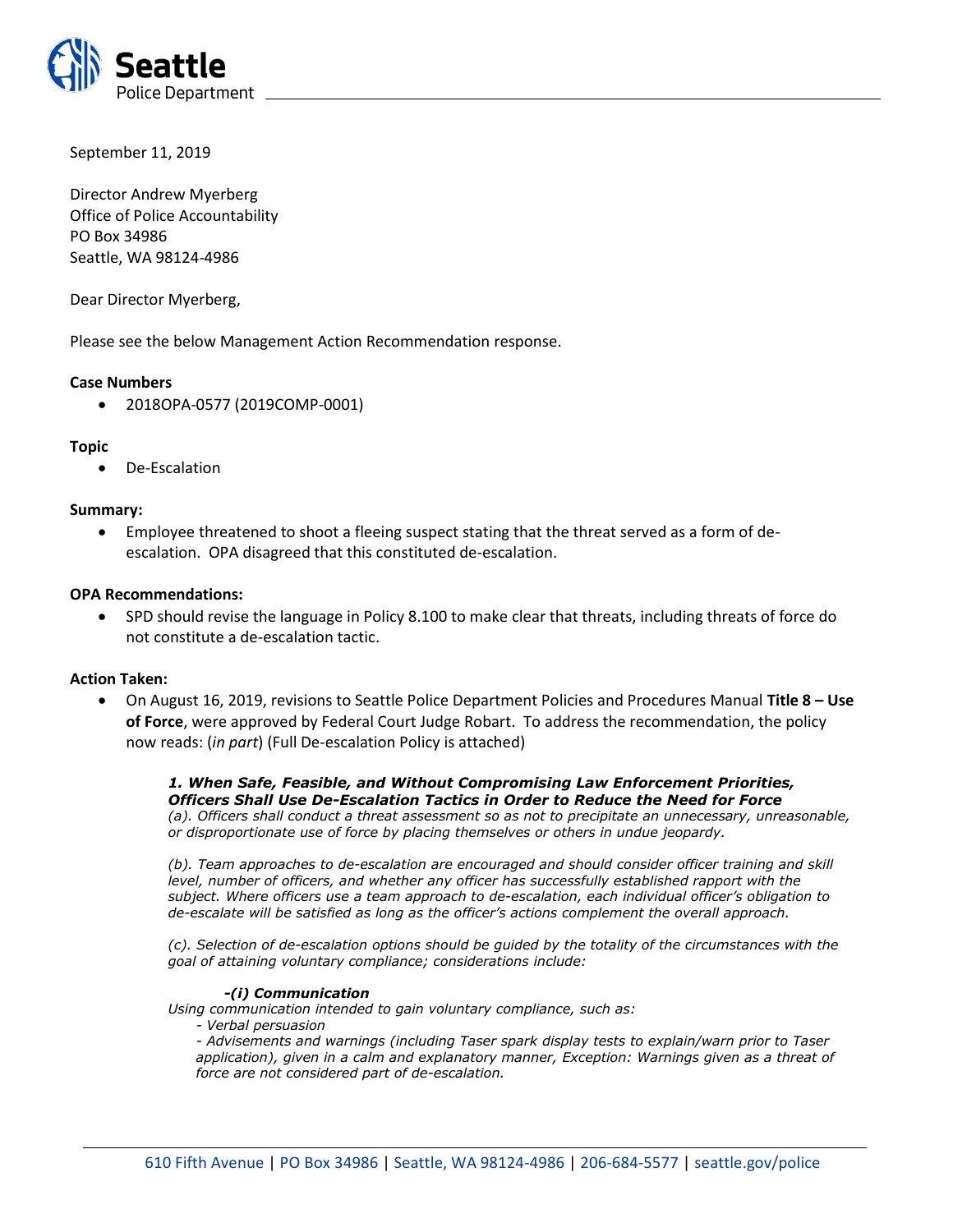September 11, 2019

Director Andrew Myerberg
Office of Police Accountability
PO Box 34986
Seattle, WA 98124-4986

Dear Director Myerberg,

Please see the below Management Action Recommendation response.

**Case Numbers**

- 2018OPA-0577 (2019COMP-0001)

**Topic**

- De-Escalation

**Summary:**

- Employee threatened to shoot a fleeing suspect stating that the threat served as a form of de-escalation. OPA disagreed that this constituted de-escalation.

**OPA Recommendations:**

- SPD should revise the language in Policy 8.100 to make clear that threats, including threats of force do not constitute a de-escalation tactic.

**Action Taken:**

- On August 16, 2019, revisions to Seattle Police Department Policies and Procedures Manual **Title 8 – Use of Force**, were approved by Federal Court Judge Robart. To address the recommendation, the policy now reads: (*in part*) (Full De-escalation Policy is attached)

> ***1. When Safe, Feasible, and Without Compromising Law Enforcement Priorities, Officers Shall Use De-Escalation Tactics in Order to Reduce the Need for Force***
>
> *(a). Officers shall conduct a threat assessment so as not to precipitate an unnecessary, unreasonable, or disproportionate use of force by placing themselves or others in undue jeopardy.*
>
> *(b). Team approaches to de-escalation are encouraged and should consider officer training and skill level, number of officers, and whether any officer has successfully established rapport with the subject. Where officers use a team approach to de-escalation, each individual officer's obligation to de-escalate will be satisfied as long as the officer's actions complement the overall approach.*
>
> *(c). Selection of de-escalation options should be guided by the totality of the circumstances with the goal of attaining voluntary compliance; considerations include:*
>
> ***-(i) Communication***
>
> *Using communication intended to gain voluntary compliance, such as:*
>
> *- Verbal persuasion*
>
> *- Advisements and warnings (including Taser spark display tests to explain/warn prior to Taser application), given in a calm and explanatory manner, Exception: Warnings given as a threat of force are not considered part of de-escalation.*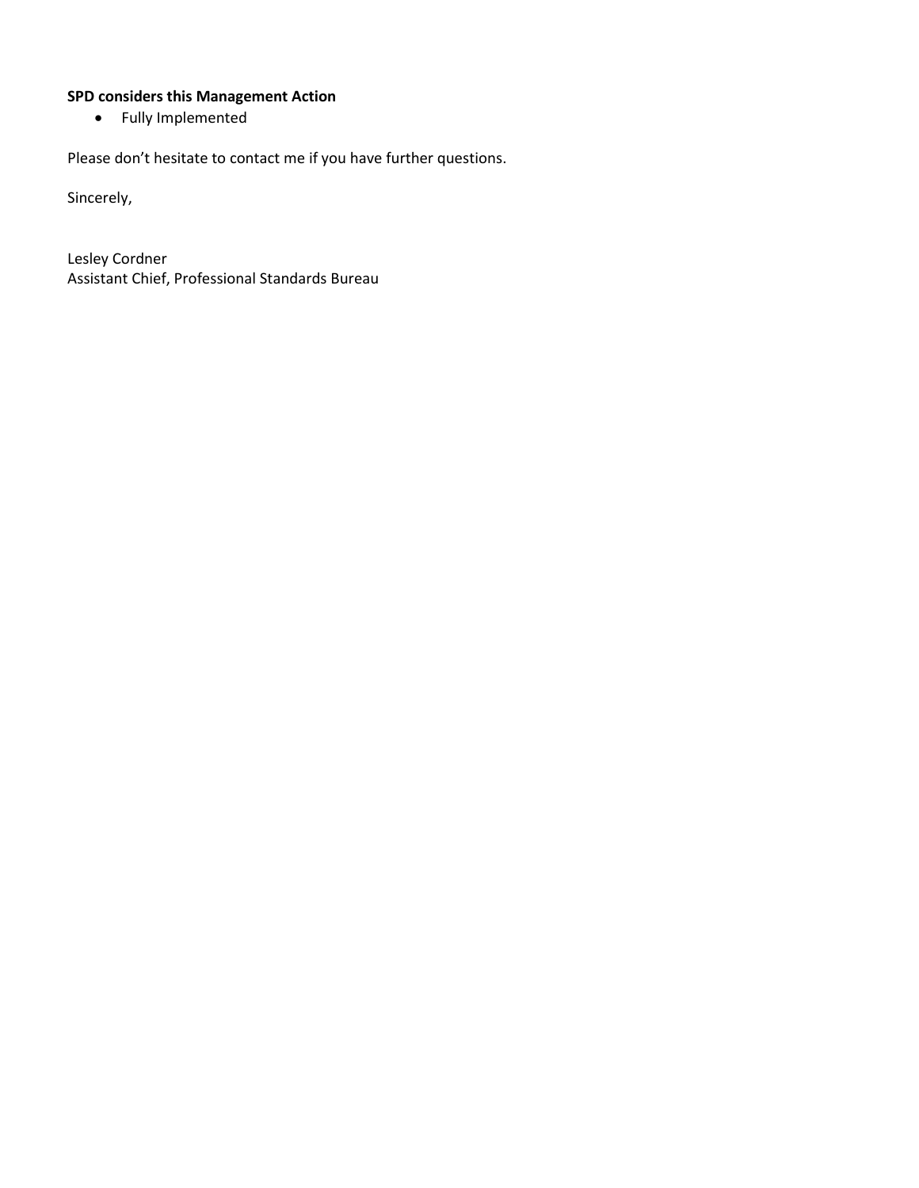**SPD considers this Management Action**

- Fully Implemented

Please don't hesitate to contact me if you have further questions.

Sincerely,

Lesley Cordner
Assistant Chief, Professional Standards Bureau